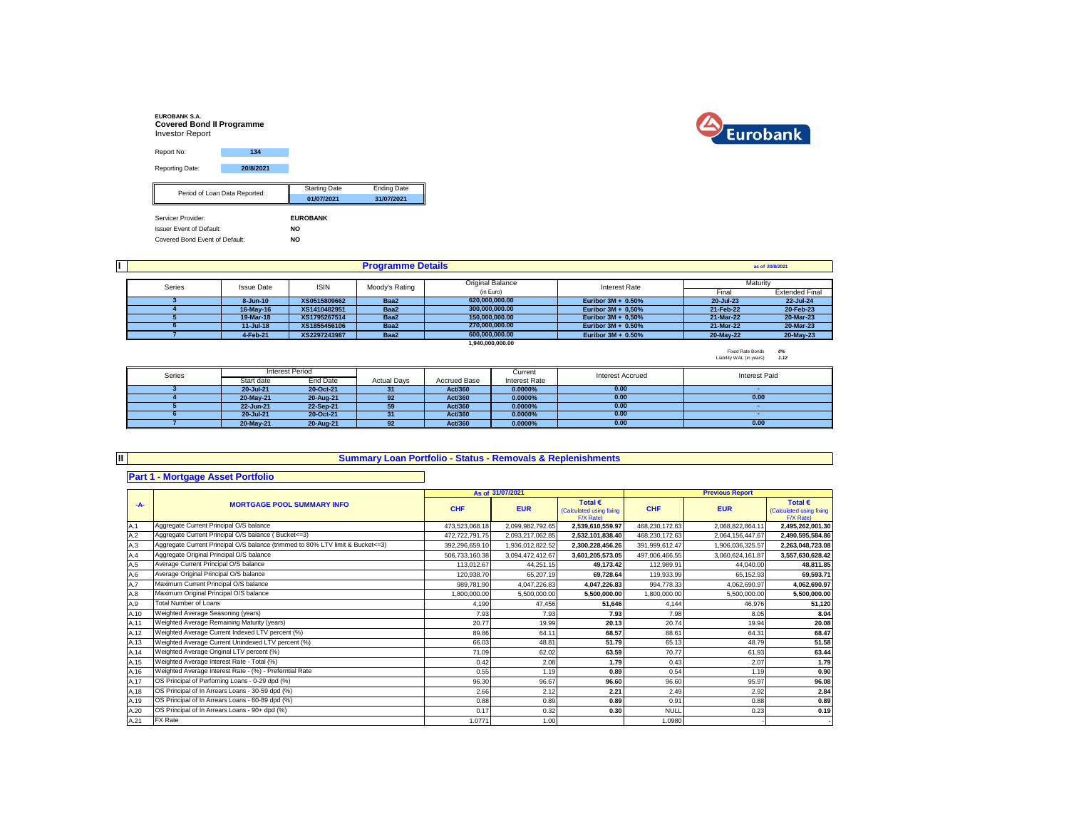**EUROBANK S.A.**
**Covered Bond II Programme**
Investor Report

Eurobank

| Report No: | 134 |
|---|---|
| Reporting Date: | 20/8/2021 |

| Period of Loan Data Reported: | Starting Date | Ending Date |
|---|---|---|
| | 01/07/2021 | 31/07/2021 |

| | |
|---|---|
| Servicer Provider: | EUROBANK |
| Issuer Event of Default: | NO |
| Covered Bond Event of Default: | NO |

## I Programme Details

as of 20/8/2021

| Series | Issue Date | ISIN | Moody's Rating | Original Balance (in Euro) | Interest Rate | Maturity | |
|---|---|---|---|---|---|---|---|
| | | | | | | Final | Extended Final |
| 3 | 8-Jun-10 | XS0515809662 | Baa2 | 620,000,000.00 | Euribor 3M + 0.50% | 20-Jul-23 | 22-Jul-24 |
| 4 | 16-May-16 | XS1410482951 | Baa2 | 300,000,000.00 | Euribor 3M + 0,50% | 21-Feb-22 | 20-Feb-23 |
| 5 | 19-Mar-18 | XS1795267514 | Baa2 | 150,000,000.00 | Euribor 3M + 0,50% | 21-Mar-22 | 20-Mar-23 |
| 6 | 11-Jul-18 | XS1855456106 | Baa2 | 270,000,000.00 | Euribor 3M + 0.50% | 21-Mar-22 | 20-Mar-23 |
| 7 | 4-Feb-21 | XS2297243987 | Baa2 | 600,000,000.00 | Euribor 3M + 0.50% | 20-May-22 | 20-May-23 |
| | | | | 1,940,000,000.00 | | | |

Fixed Rate Bonds *0%*
Liability WAL (in years) *1.12*

| Series | Interest Period | | Actual Days | Accrued Base | Current Interest Rate | Interest Accrued | Interest Paid |
|---|---|---|---|---|---|---|---|
| | Start date | End Date | | | | | |
| 3 | 20-Jul-21 | 20-Oct-21 | 31 | Act/360 | 0.0000% | 0.00 | - |
| 4 | 20-May-21 | 20-Aug-21 | 92 | Act/360 | 0.0000% | 0.00 | 0.00 |
| 5 | 22-Jun-21 | 22-Sep-21 | 59 | Act/360 | 0.0000% | 0.00 | - |
| 6 | 20-Jul-21 | 20-Oct-21 | 31 | Act/360 | 0.0000% | 0.00 | - |
| 7 | 20-May-21 | 20-Aug-21 | 92 | Act/360 | 0.0000% | 0.00 | 0.00 |

## II Summary Loan Portfolio - Status - Removals & Replenishments

### Part 1 - Mortgage Asset Portfolio

| -A- | MORTGAGE POOL SUMMARY INFO | As of 31/07/2021 | | | Previous Report | | |
|---|---|---|---|---|---|---|---|
| | | CHF | EUR | Total € (Calculated using fixing F/X Rate) | CHF | EUR | Total € (Calculated using fixing F/X Rate) |
| A.1 | Aggregate Current Principal O/S balance | 473,523,068.18 | 2,099,982,792.65 | 2,539,610,559.97 | 468,230,172.63 | 2,068,822,864.11 | 2,495,262,001.30 |
| A.2 | Aggregate Current Principal O/S balance ( Bucket<=3) | 472,722,791.75 | 2,093,217,062.85 | 2,532,101,838.40 | 468,230,172.63 | 2,064,156,447.67 | 2,490,595,584.86 |
| A.3 | Aggregate Current Principal O/S balance (trimmed to 80% LTV limit & Bucket<=3) | 392,296,659.10 | 1,936,012,822.52 | 2,300,228,456.26 | 391,999,612.47 | 1,906,036,325.57 | 2,263,048,723.08 |
| A.4 | Aggregate Original Principal O/S balance | 506,733,160.38 | 3,094,472,412.67 | 3,601,205,573.05 | 497,006,466.55 | 3,060,624,161.87 | 3,557,630,628.42 |
| A.5 | Average Current Principal O/S balance | 113,012.67 | 44,251.15 | 49,173.42 | 112,989.91 | 44,040.00 | 48,811.85 |
| A.6 | Average Original Principal O/S balance | 120,938.70 | 65,207.19 | 69,728.64 | 119,933.99 | 65,152.93 | 69,593.71 |
| A.7 | Maximum Current Principal O/S balance | 989,781.90 | 4,047,226.83 | 4,047,226.83 | 994,778.33 | 4,062,690.97 | 4,062,690.97 |
| A.8 | Maximum Original Principal O/S balance | 1,800,000.00 | 5,500,000.00 | 5,500,000.00 | 1,800,000.00 | 5,500,000.00 | 5,500,000.00 |
| A.9 | Total Number of Loans | 4,190 | 47,456 | 51,646 | 4,144 | 46,976 | 51,120 |
| A.10 | Weighted Average Seasoning (years) | 7.93 | 7.93 | 7.93 | 7.98 | 8.05 | 8.04 |
| A.11 | Weighted Average Remaining Maturity (years) | 20.77 | 19.99 | 20.13 | 20.74 | 19.94 | 20.08 |
| A.12 | Weighted Average Current Indexed LTV percent (%) | 89.86 | 64.11 | 68.57 | 88.61 | 64.31 | 68.47 |
| A.13 | Weighted Average Current Unindexed LTV percent (%) | 66.03 | 48.81 | 51.79 | 65.13 | 48.79 | 51.58 |
| A.14 | Weighted Average Original LTV percent (%) | 71.09 | 62.02 | 63.59 | 70.77 | 61.93 | 63.44 |
| A.15 | Weighted Average Interest Rate - Total (%) | 0.42 | 2.08 | 1.79 | 0.43 | 2.07 | 1.79 |
| A.16 | Weighted Average Interest Rate - (%) - Prefential Rate | 0.55 | 1.19 | 0.89 | 0.54 | 1.19 | 0.90 |
| A.17 | OS Principal of Perfoming Loans - 0-29 dpd (%) | 96.30 | 96.67 | 96.60 | 96.60 | 95.97 | 96.08 |
| A.18 | OS Principal of In Arrears Loans - 30-59 dpd (%) | 2.66 | 2.12 | 2.21 | 2.49 | 2.92 | 2.84 |
| A.19 | OS Principal of In Arrears Loans - 60-89 dpd (%) | 0.88 | 0.89 | 0.89 | 0.91 | 0.88 | 0.89 |
| A.20 | OS Principal of In Arrears Loans - 90+ dpd (%) | 0.17 | 0.32 | 0.30 | NULL | 0.23 | 0.19 |
| A.21 | FX Rate | 1.0771 | 1.00 | | 1.0980 | - | - |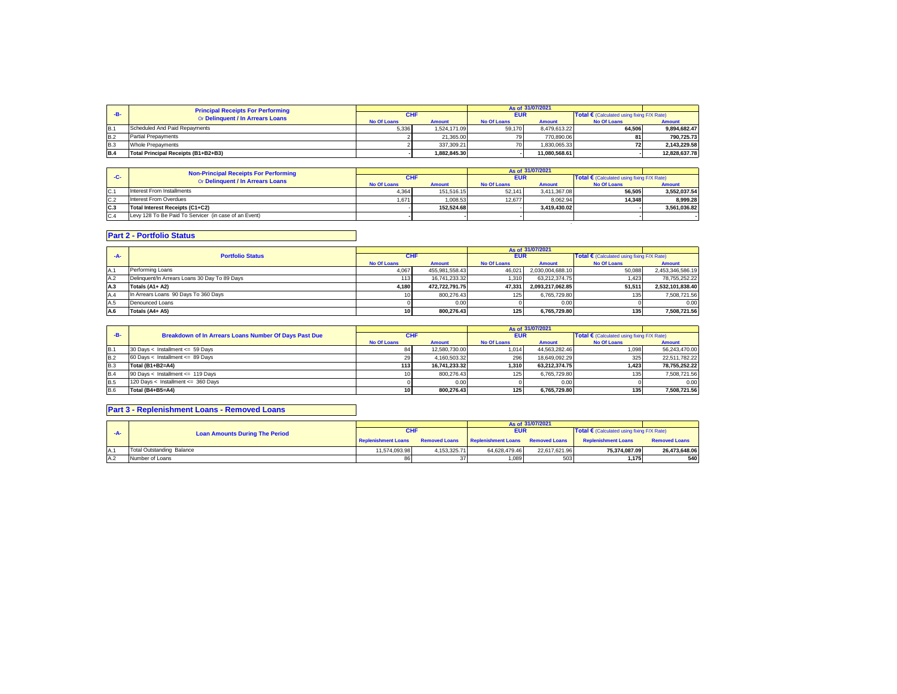| -B- | Principal Receipts For Performing Or Delinquent / In Arrears Loans | As of 31/07/2021 | | | | | |
|---|---|---|---|---|---|---|---|
| | | CHF | | EUR | | Total € (Calculated using fixing F/X Rate) | |
| | | No Of Loans | Amount | No Of Loans | Amount | No Of Loans | Amount |
| B.1 | Scheduled And Paid Repayments | 5,336 | 1,524,171.09 | 59,170 | 8,479,613.22 | 64,506 | 9,894,682.47 |
| B.2 | Partial Prepayments | 2 | 21,365.00 | 79 | 770,890.06 | 81 | 790,725.73 |
| B.3 | Whole Prepayments | 2 | 337,309.21 | 70 | 1,830,065.33 | 72 | 2,143,229.58 |
| **B.4** | **Total Principal Receipts (B1+B2+B3)** | - | **1,882,845.30** | - | **11,080,568.61** | - | **12,828,637.78** |

| -C- | Non-Principal Receipts For Performing Or Delinquent / In Arrears Loans | As of 31/07/2021 | | | | | |
|---|---|---|---|---|---|---|---|
| | | CHF | | EUR | | Total € (Calculated using fixing F/X Rate) | |
| | | No Of Loans | Amount | No Of Loans | Amount | No Of Loans | Amount |
| C.1 | Interest From Installments | 4,364 | 151,516.15 | 52,141 | 3,411,367.08 | 56,505 | 3,552,037.54 |
| C.2 | Interest From Overdues | 1,671 | 1,008.53 | 12,677 | 8,062.94 | 14,348 | 8,999.28 |
| **C.3** | **Total Interest Receipts (C1+C2)** | - | **152,524.68** | - | **3,419,430.02** | - | **3,561,036.82** |
| C.4 | Levy 128 To Be Paid To Servicer (in case of an Event) | - | - | - | | - | - |

## Part 2 - Portfolio Status

| -A- | Portfolio Status | As of 31/07/2021 | | | | | |
|---|---|---|---|---|---|---|---|
| | | CHF | | EUR | | Total € (Calculated using fixing F/X Rate) | |
| | | No Of Loans | Amount | No Of Loans | Amount | No Of Loans | Amount |
| A.1 | Performing Loans | 4,067 | 455,981,558.43 | 46,021 | 2,030,004,688.10 | 50,088 | 2,453,346,586.19 |
| A.2 | Delinquent/In Arrears Loans 30 Day To 89 Days | 113 | 16,741,233.32 | 1,310 | 63,212,374.75 | 1,423 | 78,755,252.22 |
| **A.3** | **Totals (A1+ A2)** | **4,180** | **472,722,791.75** | **47,331** | **2,093,217,062.85** | **51,511** | **2,532,101,838.40** |
| A.4 | In Arrears Loans 90 Days To 360 Days | 10 | 800,276.43 | 125 | 6,765,729.80 | 135 | 7,508,721.56 |
| A.5 | Denounced Loans | 0 | 0.00 | 0 | 0.00 | 0 | 0.00 |
| **A.6** | **Totals (A4+ A5)** | **10** | **800,276.43** | **125** | **6,765,729.80** | **135** | **7,508,721.56** |

| -B- | Breakdown of In Arrears Loans Number Of Days Past Due | As of 31/07/2021 | | | | | |
|---|---|---|---|---|---|---|---|
| | | CHF | | EUR | | Total € (Calculated using fixing F/X Rate) | |
| | | No Of Loans | Amount | No Of Loans | Amount | No Of Loans | Amount |
| B.1 | 30 Days < Installment <= 59 Days | 84 | 12,580,730.00 | 1,014 | 44,563,282.46 | 1,098 | 56,243,470.00 |
| B.2 | 60 Days < Installment <= 89 Days | 29 | 4,160,503.32 | 296 | 18,649,092.29 | 325 | 22,511,782.22 |
| **B.3** | **Total (B1+B2=A4)** | **113** | **16,741,233.32** | **1,310** | **63,212,374.75** | **1,423** | **78,755,252.22** |
| B.4 | 90 Days < Installment <= 119 Days | 10 | 800,276.43 | 125 | 6,765,729.80 | 135 | 7,508,721.56 |
| B.5 | 120 Days < Installment <= 360 Days | 0 | 0.00 | 0 | 0.00 | 0 | 0.00 |
| **B.6** | **Total (B4+B5=A4)** | **10** | **800,276.43** | **125** | **6,765,729.80** | **135** | **7,508,721.56** |

## Part 3 - Replenishment Loans - Removed Loans

| -A- | Loan Amounts During The Period | As of 31/07/2021 | | | | | |
|---|---|---|---|---|---|---|---|
| | | CHF | | EUR | | Total € (Calculated using fixing F/X Rate) | |
| | | Replenishment Loans | Removed Loans | Replenishment Loans | Removed Loans | Replenishment Loans | Removed Loans |
| A.1 | Total Outstanding Balance | 11,574,093.98 | 4,153,325.71 | 64,628,479.46 | 22,617,621.96 | **75,374,087.09** | **26,473,648.06** |
| A.2 | Number of Loans | 86 | 37 | 1,089 | 503 | **1,175** | **540** |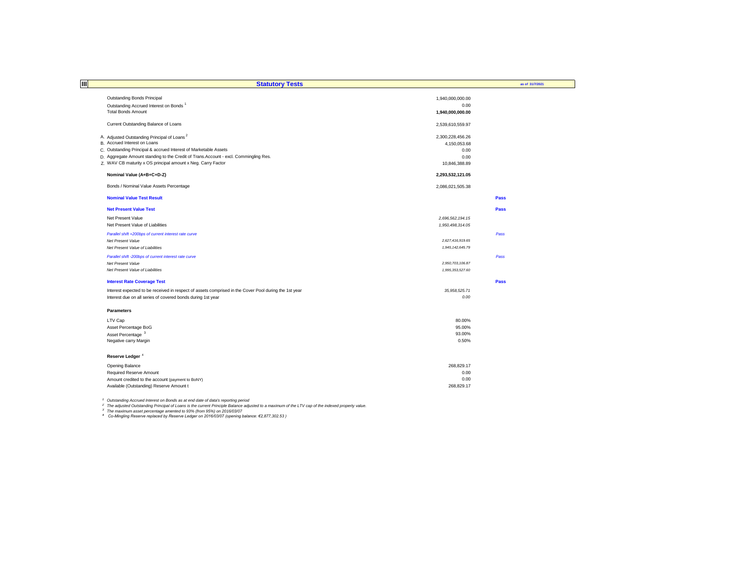## III Statutory Tests

as of 31/7/2021

| | | |
|---|---|---|
| Outstanding Bonds Principal | 1,940,000,000.00 | |
| Outstanding Accrued Interest on Bonds [1] | 0.00 | |
| Total Bonds Amount | **1,940,000,000.00** | |
| | | |
| Current Outstanding Balance of Loans | 2,539,610,559.97 | |
| | | |
| A. Adjusted Outstanding Principal of Loans [2] | 2,300,228,456.26 | |
| B. Accrued Interest on Loans | 4,150,053.68 | |
| C. Outstanding Principal & accrued Interest of Marketable Assets | 0.00 | |
| D. Aggregate Amount standing to the Credit of Trans.Account - excl. Commingling Res. | 0.00 | |
| Z. WAV CB maturity x OS principal amount x Neg. Carry Factor | 10,846,388.89 | |
| | | |
| **Nominal Value (A+B+C+D-Z)** | **2,293,532,121.05** | |
| | | |
| Bonds / Nominal Value Assets Percentage | 2,086,021,505.38 | |
| | | |
| **Nominal Value Test Result** | | **Pass** |
| **Net Present Value Test** | | **Pass** |
| Net Present Value | *2,696,562,194.15* | |
| Net Present Value of Liabilities | *1,950,498,314.05* | |
| *Parallel shift +200bps of current interest rate curve* | | *Pass* |
| *Net Present Value* | *2,627,416,919.65* | |
| *Net Present Value of Liabilities* | *1,945,142,645.79* | |
| *Parallel shift -200bps of current interest rate curve* | | *Pass* |
| *Net Present Value* | *2,950,703,106.87* | |
| *Net Present Value of Liabilities* | *1,995,353,527.60* | |
| | | |
| **Interest Rate Coverage Test** | | **Pass** |
| Interest expected to be received in respect of assets comprised in the Cover Pool during the 1st year | *35,958,525.71* | |
| Interest due on all series of covered bonds during 1st year | *0.00* | |

**Parameters**

| | |
|---|---|
| LTV Cap | 80.00% |
| Asset Percentage BoG | 95.00% |
| Asset Percentage [3] | 93.00% |
| Negative carry Margin | 0.50% |

**Reserve Ledger [4]**

| | |
|---|---|
| Opening Balance | 268,829.17 |
| Required Reserve Amount | 0.00 |
| Amount credited to the account (payment to BoNY) | 0.00 |
| Available (Outstanding) Reserve Amount t | 268,829.17 |

*[1] Outstanding Accrued Interest on Bonds as at end date of data's reporting period*
*[2] The adjusted Outstanding Principal of Loans is the current Principle Balance adjusted to a maximum of the LTV cap of the indexed property value.*
*[3] The maximum asset percentage amented to 93% (from 95%) on 2016/03/07*
*[4] Co-Mingling Reserve replaced by Reserve Ledger on 2016/03/07 (opening balance: €2,877,302.53 )*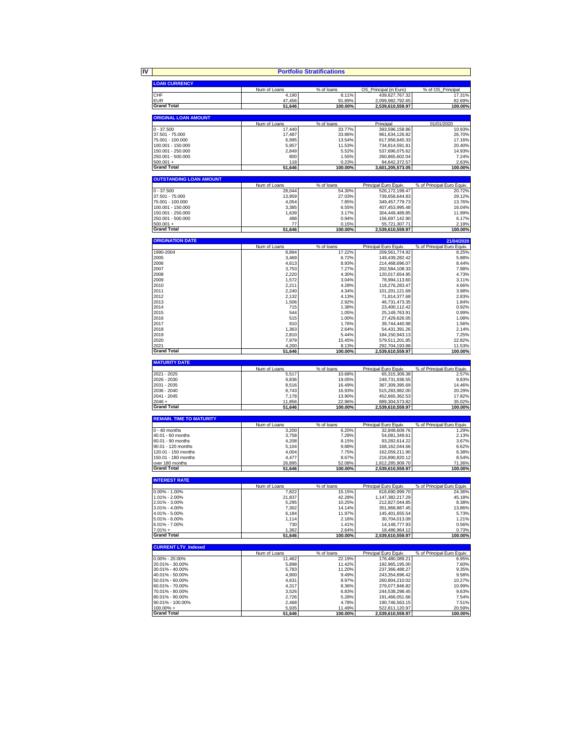## IV Portfolio Stratifications

| LOAN CURRENCY | Num of Loans | % of loans | OS_Principal (in Euro) | % of OS_Principal |
|---|---|---|---|---|
| CHF | 4,190 | 8.11% | 439,627,767.32 | 17.31% |
| EUR | 47,456 | 91.89% | 2,099,982,792.65 | 82.69% |
| **Grand Total** | **51,646** | **100.00%** | **2,539,610,559.97** | **100.00%** |

| ORIGINAL LOAN AMOUNT | Num of Loans | % of loans | Principal | 01/01/2020 |
|---|---|---|---|---|
| 0 - 37.500 | 17,440 | 33.77% | 393,596,158.86 | 10.93% |
| 37.501 - 75.000 | 17,487 | 33.86% | 961,634,126.82 | 26.70% |
| 75.001 - 100.000 | 6,995 | 13.54% | 617,956,645.33 | 17.16% |
| 100.001 - 150.000 | 5,957 | 11.53% | 734,814,591.81 | 20.40% |
| 150.001 - 250.000 | 2,849 | 5.52% | 537,696,075.62 | 14.93% |
| 250.001 - 500.000 | 800 | 1.55% | 260,865,602.04 | 7.24% |
| 500.001 + | 118 | 0.23% | 94,642,372.57 | 2.63% |
| **Grand Total** | **51,646** | **100.00%** | **3,601,205,573.05** | **100.00%** |

| OUTSTANDING LOAN AMOUNT | Num of Loans | % of loans | Principal Euro Equiv. | % of Principal Euro Equiv. |
|---|---|---|---|---|
| 0 - 37.500 | 28,044 | 54.30% | 526,172,199.47 | 20.72% |
| 37.501 - 75.000 | 13,959 | 27.03% | 739,658,644.83 | 29.12% |
| 75.001 - 100.000 | 4,054 | 7.85% | 349,457,779.73 | 13.76% |
| 100.001 - 150.000 | 3,385 | 6.55% | 407,453,995.48 | 16.04% |
| 150.001 - 250.000 | 1,639 | 3.17% | 304,449,489.85 | 11.99% |
| 250.001 - 500.000 | 488 | 0.94% | 156,697,142.90 | 6.17% |
| 500.001 + | 77 | 0.15% | 55,721,307.71 | 2.19% |
| **Grand Total** | **51,646** | **100.00%** | **2,539,610,559.97** | **100.00%** |

| ORIGINATION DATE | | | | 21/04/2020 |
|---|---|---|---|---|
| | Num of Loans | % of loans | Principal Euro Equiv. | % of Principal Euro Equiv. |
| 1990-2004 | 8,894 | 17.22% | 209,561,774.92 | 8.25% |
| 2005 | 3,469 | 6.72% | 149,439,282.42 | 5.88% |
| 2006 | 4,613 | 8.93% | 214,468,696.07 | 8.44% |
| 2007 | 3,753 | 7.27% | 202,584,108.33 | 7.98% |
| 2008 | 2,220 | 4.30% | 120,017,654.95 | 4.73% |
| 2009 | 1,572 | 3.04% | 78,994,113.60 | 3.11% |
| 2010 | 2,211 | 4.28% | 118,276,283.47 | 4.66% |
| 2011 | 2,240 | 4.34% | 101,201,121.69 | 3.98% |
| 2012 | 2,132 | 4.13% | 71,814,377.68 | 2.83% |
| 2013 | 1,506 | 2.92% | 46,731,473.35 | 1.84% |
| 2014 | 715 | 1.38% | 23,400,112.42 | 0.92% |
| 2015 | 544 | 1.05% | 25,149,763.91 | 0.99% |
| 2016 | 515 | 1.00% | 27,429,626.05 | 1.08% |
| 2017 | 910 | 1.76% | 39,744,440.98 | 1.56% |
| 2018 | 1,363 | 2.64% | 54,431,391.26 | 2.14% |
| 2019 | 2,810 | 5.44% | 184,150,943.13 | 7.25% |
| 2020 | 7,979 | 15.45% | 579,511,201.85 | 22.82% |
| 2021 | 4,200 | 8.13% | 292,704,193.88 | 11.53% |
| **Grand Total** | **51,646** | **100.00%** | **2,539,610,559.97** | **100.00%** |

| MATURITY DATE | Num of Loans | % of loans | Principal Euro Equiv. | % of Principal Euro Equiv. |
|---|---|---|---|---|
| 2021 - 2025 | 5,517 | 10.68% | 65,315,309.38 | 2.57% |
| 2026 - 2030 | 9,836 | 19.05% | 249,731,936.55 | 9.83% |
| 2031 - 2035 | 8,516 | 16.49% | 367,309,395.69 | 14.46% |
| 2036 - 2040 | 8,743 | 16.93% | 515,283,982.00 | 20.29% |
| 2041 - 2045 | 7,178 | 13.90% | 452,665,362.53 | 17.82% |
| 2046 + | 11,856 | 22.96% | 889,304,573.82 | 35.02% |
| **Grand Total** | **51,646** | **100.00%** | **2,539,610,559.97** | **100.00%** |

| REMAIN. TIME TO MATURITY | Num of Loans | % of loans | Principal Euro Equiv. | % of Principal Euro Equiv. |
|---|---|---|---|---|
| 0 - 40 months | 3,200 | 6.20% | 32,848,609.76 | 1.29% |
| 40.01 - 60 months | 3,758 | 7.28% | 54,081,349.61 | 2.13% |
| 60.01 - 90 months | 4,208 | 8.15% | 93,282,614.22 | 3.67% |
| 90.01 - 120 months | 5,104 | 9.88% | 168,162,044.66 | 6.62% |
| 120.01 - 150 months | 4,004 | 7.75% | 162,059,211.90 | 6.38% |
| 150.01 - 180 months | 4,477 | 8.67% | 216,890,820.12 | 8.54% |
| over 180 months | 26,895 | 52.08% | 1,812,285,909.70 | 71.36% |
| **Grand Total** | **51,646** | **100.00%** | **2,539,610,559.97** | **100.00%** |

| INTEREST RATE | Num of Loans | % of loans | Principal Euro Equiv. | % of Principal Euro Equiv. |
|---|---|---|---|---|
| 0.00% - 1.00% | 7,822 | 15.15% | 618,690,999.70 | 24.36% |
| 1.01% - 2.00% | 21,837 | 42.28% | 1,147,382,217.29 | 45.18% |
| 2.01% - 3.00% | 5,295 | 10.25% | 212,827,044.85 | 8.38% |
| 3.01% - 4.00% | 7,302 | 14.14% | 351,968,887.45 | 13.86% |
| 4.01% - 5.00% | 6,184 | 11.97% | 145,401,655.54 | 5.73% |
| 5.01% - 6.00% | 1,114 | 2.16% | 30,704,013.09 | 1.21% |
| 6.01% - 7.00% | 730 | 1.41% | 14,148,777.93 | 0.56% |
| 7.01% + | 1,362 | 2.64% | 18,486,964.12 | 0.73% |
| **Grand Total** | **51,646** | **100.00%** | **2,539,610,559.97** | **100.00%** |

| CURRENT LTV_Indexed | Num of Loans | % of loans | Principal Euro Equiv. | % of Principal Euro Equiv. |
|---|---|---|---|---|
| 0.00% - 20.00% | 11,462 | 22.19% | 176,480,089.21 | 6.95% |
| 20.01% - 30.00% | 5,898 | 11.42% | 192,965,195.00 | 7.60% |
| 30.01% - 40.00% | 5,783 | 11.20% | 237,366,488.27 | 9.35% |
| 40.01% - 50.00% | 4,900 | 9.49% | 243,354,696.42 | 9.58% |
| 50.01% - 60.00% | 4,631 | 8.97% | 260,804,210.02 | 10.27% |
| 60.01% - 70.00% | 4,317 | 8.36% | 279,077,846.82 | 10.99% |
| 70.01% - 80.00% | 3,526 | 6.83% | 244,538,298.45 | 9.63% |
| 80.01% - 90.00% | 2,726 | 5.28% | 191,466,051.66 | 7.54% |
| 90.01% - 100.00% | 2,468 | 4.78% | 190,746,563.15 | 7.51% |
| 100.00% + | 5,935 | 11.49% | 522,811,120.97 | 20.59% |
| **Grand Total** | **51,646** | **100.00%** | **2,539,610,559.97** | **100.00%** |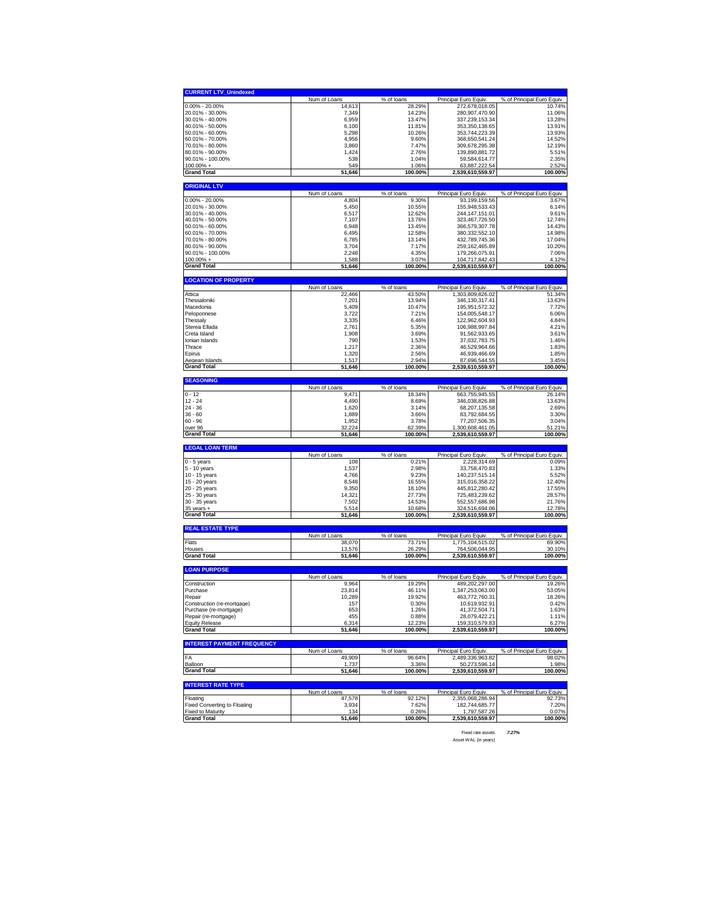| CURRENT LTV_Unindexed | Num of Loans | % of loans | Principal Euro Equiv. | % of Principal Euro Equiv. |
|---|---|---|---|---|
| 0.00% - 20.00% | 14,613 | 28.29% | 272,678,018.05 | 10.74% |
| 20.01% - 30.00% | 7,349 | 14.23% | 280,907,470.90 | 11.06% |
| 30.01% - 40.00% | 6,959 | 13.47% | 337,239,153.34 | 13.28% |
| 40.01% - 50.00% | 6,100 | 11.81% | 353,350,138.65 | 13.91% |
| 50.01% - 60.00% | 5,298 | 10.26% | 353,744,223.39 | 13.93% |
| 60.01% - 70.00% | 4,956 | 9.60% | 368,650,541.24 | 14.52% |
| 70.01% - 80.00% | 3,860 | 7.47% | 309,678,295.38 | 12.19% |
| 80.01% - 90.00% | 1,424 | 2.76% | 139,890,881.72 | 5.51% |
| 90.01% - 100.00% | 538 | 1.04% | 59,584,614.77 | 2.35% |
| 100.00% + | 549 | 1.06% | 63,887,222.54 | 2.52% |
| **Grand Total** | **51,646** | **100.00%** | **2,539,610,559.97** | **100.00%** |

| ORIGINAL LTV | Num of Loans | % of loans | Principal Euro Equiv. | % of Principal Euro Equiv. |
|---|---|---|---|---|
| 0.00% - 20.00% | 4,804 | 9.30% | 93,199,159.56 | 3.67% |
| 20.01% - 30.00% | 5,450 | 10.55% | 155,948,533.43 | 6.14% |
| 30.01% - 40.00% | 6,517 | 12.62% | 244,147,151.01 | 9.61% |
| 40.01% - 50.00% | 7,107 | 13.76% | 323,467,726.50 | 12.74% |
| 50.01% - 60.00% | 6,948 | 13.45% | 366,579,307.78 | 14.43% |
| 60.01% - 70.00% | 6,495 | 12.58% | 380,332,552.10 | 14.98% |
| 70.01% - 80.00% | 6,785 | 13.14% | 432,789,745.36 | 17.04% |
| 80.01% - 90.00% | 3,704 | 7.17% | 259,162,465.89 | 10.20% |
| 90.01% - 100.00% | 2,248 | 4.35% | 179,266,075.91 | 7.06% |
| 100.00% + | 1,588 | 3.07% | 104,717,842.43 | 4.12% |
| **Grand Total** | **51,646** | **100.00%** | **2,539,610,559.97** | **100.00%** |

| LOCATION OF PROPERTY | Num of Loans | % of loans | Principal Euro Equiv. | % of Principal Euro Equiv. |
|---|---|---|---|---|
| Attica | 22,466 | 43.50% | 1,303,809,826.02 | 51.34% |
| Thessaloniki | 7,201 | 13.94% | 346,130,317.41 | 13.63% |
| Macedonia | 5,409 | 10.47% | 195,951,572.32 | 7.72% |
| Peloponnese | 3,722 | 7.21% | 154,005,548.17 | 6.06% |
| Thessaly | 3,335 | 6.46% | 122,962,604.93 | 4.84% |
| Sterea Ellada | 2,761 | 5.35% | 106,988,997.84 | 4.21% |
| Creta Island | 1,908 | 3.69% | 91,562,933.65 | 3.61% |
| Ionian Islands | 790 | 1.53% | 37,032,783.75 | 1.46% |
| Thrace | 1,217 | 2.36% | 46,529,964.66 | 1.83% |
| Epirus | 1,320 | 2.56% | 46,939,466.69 | 1.85% |
| Aegean Islands | 1,517 | 2.94% | 87,696,544.55 | 3.45% |
| **Grand Total** | **51,646** | **100.00%** | **2,539,610,559.97** | **100.00%** |

| SEASONING | Num of Loans | % of loans | Principal Euro Equiv. | % of Principal Euro Equiv. |
|---|---|---|---|---|
| 0 - 12 | 9,471 | 18.34% | 663,755,945.55 | 26.14% |
| 12 - 24 | 4,490 | 8.69% | 346,038,826.88 | 13.63% |
| 24 - 36 | 1,620 | 3.14% | 68,207,135.58 | 2.69% |
| 36 - 60 | 1,889 | 3.66% | 83,792,684.55 | 3.30% |
| 60 - 96 | 1,952 | 3.78% | 77,207,506.35 | 3.04% |
| over 96 | 32,224 | 62.39% | 1,300,608,461.05 | 51.21% |
| **Grand Total** | **51,646** | **100.00%** | **2,539,610,559.97** | **100.00%** |

| LEGAL LOAN TERM | Num of Loans | % of loans | Principal Euro Equiv. | % of Principal Euro Equiv. |
|---|---|---|---|---|
| 0 - 5 years | 108 | 0.21% | 2,228,314.69 | 0.09% |
| 5 - 10 years | 1,537 | 2.98% | 33,758,470.83 | 1.33% |
| 10 - 15 years | 4,766 | 9.23% | 140,237,515.14 | 5.52% |
| 15 - 20 years | 8,548 | 16.55% | 315,016,358.22 | 12.40% |
| 20 - 25 years | 9,350 | 18.10% | 445,812,280.42 | 17.55% |
| 25 - 30 years | 14,321 | 27.73% | 725,483,239.62 | 28.57% |
| 30 - 35 years | 7,502 | 14.53% | 552,557,686.98 | 21.76% |
| 35 years + | 5,514 | 10.68% | 324,516,694.06 | 12.78% |
| **Grand Total** | **51,646** | **100.00%** | **2,539,610,559.97** | **100.00%** |

| REAL ESTATE TYPE | Num of Loans | % of loans | Principal Euro Equiv. | % of Principal Euro Equiv. |
|---|---|---|---|---|
| Flats | 38,070 | 73.71% | 1,775,104,515.02 | 69.90% |
| Houses | 13,576 | 26.29% | 764,506,044.95 | 30.10% |
| **Grand Total** | **51,646** | **100.00%** | **2,539,610,559.97** | **100.00%** |

| LOAN PURPOSE | Num of Loans | % of loans | Principal Euro Equiv. | % of Principal Euro Equiv. |
|---|---|---|---|---|
| Construction | 9,964 | 19.29% | 489,202,297.00 | 19.26% |
| Purchase | 23,814 | 46.11% | 1,347,253,063.00 | 53.05% |
| Repair | 10,289 | 19.92% | 463,772,760.31 | 18.26% |
| Construction (re-mortgage) | 157 | 0.30% | 10,619,932.91 | 0.42% |
| Purchase (re-mortgage) | 653 | 1.26% | 41,372,504.71 | 1.63% |
| Repair (re-mortgage) | 455 | 0.88% | 28,079,422.21 | 1.11% |
| Equity Release | 6,314 | 12.23% | 159,310,579.83 | 6.27% |
| **Grand Total** | **51,646** | **100.00%** | **2,539,610,559.97** | **100.00%** |

| INTEREST PAYMENT FREQUENCY | Num of Loans | % of loans | Principal Euro Equiv. | % of Principal Euro Equiv. |
|---|---|---|---|---|
| FA | 49,909 | 96.64% | 2,489,336,963.82 | 98.02% |
| Balloon | 1,737 | 3.36% | 50,273,596.14 | 1.98% |
| **Grand Total** | **51,646** | **100.00%** | **2,539,610,559.97** | **100.00%** |

| INTEREST RATE TYPE | Num of Loans | % of loans | Principal Euro Equiv. | % of Principal Euro Equiv. |
|---|---|---|---|---|
| Floating | 47,578 | 92.12% | 2,355,068,286.94 | 92.73% |
| Fixed Converting to Floating | 3,934 | 7.62% | 182,744,685.77 | 7.20% |
| Fixed to Maturity | 134 | 0.26% | 1,797,587.26 | 0.07% |
| **Grand Total** | **51,646** | **100.00%** | **2,539,610,559.97** | **100.00%** |

| | |
|---|---|
| Fixed rate assets | ***7.27%*** |
| Asset WAL (in years) | |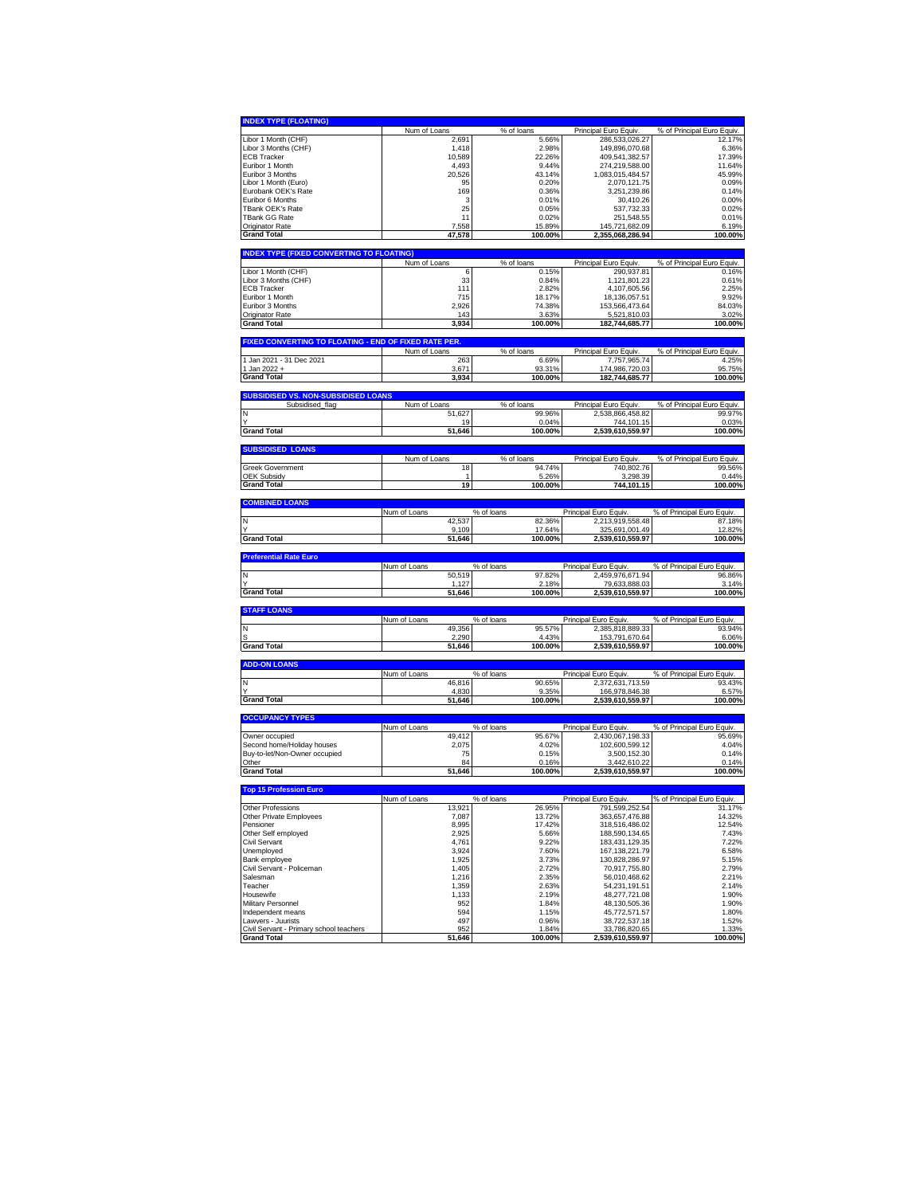| INDEX TYPE (FLOATING) | Num of Loans | % of loans | Principal Euro Equiv. | % of Principal Euro Equiv. |
|---|---|---|---|---|
| Libor 1 Month (CHF) | 2,691 | 5.66% | 286,533,026.27 | 12.17% |
| Libor 3 Months (CHF) | 1,418 | 2.98% | 149,896,070.68 | 6.36% |
| ECB Tracker | 10,589 | 22.26% | 409,541,382.57 | 17.39% |
| Euribor 1 Month | 4,493 | 9.44% | 274,219,588.00 | 11.64% |
| Euribor 3 Months | 20,526 | 43.14% | 1,083,015,484.57 | 45.99% |
| Libor 1 Month (Euro) | 95 | 0.20% | 2,070,121.75 | 0.09% |
| Eurobank OEK's Rate | 169 | 0.36% | 3,251,239.86 | 0.14% |
| Euribor 6 Months | 3 | 0.01% | 30,410.26 | 0.00% |
| TBank OEK's Rate | 25 | 0.05% | 537,732.33 | 0.02% |
| TBank GG Rate | 11 | 0.02% | 251,548.55 | 0.01% |
| Originator Rate | 7,558 | 15.89% | 145,721,682.09 | 6.19% |
| **Grand Total** | **47,578** | **100.00%** | **2,355,068,286.94** | **100.00%** |

| INDEX TYPE (FIXED CONVERTING TO FLOATING) | Num of Loans | % of loans | Principal Euro Equiv. | % of Principal Euro Equiv. |
|---|---|---|---|---|
| Libor 1 Month (CHF) | 6 | 0.15% | 290,937.81 | 0.16% |
| Libor 3 Months (CHF) | 33 | 0.84% | 1,121,801.23 | 0.61% |
| ECB Tracker | 111 | 2.82% | 4,107,605.56 | 2.25% |
| Euribor 1 Month | 715 | 18.17% | 18,136,057.51 | 9.92% |
| Euribor 3 Months | 2,926 | 74.38% | 153,566,473.64 | 84.03% |
| Originator Rate | 143 | 3.63% | 5,521,810.03 | 3.02% |
| **Grand Total** | **3,934** | **100.00%** | **182,744,685.77** | **100.00%** |

| FIXED CONVERTING TO FLOATING - END OF FIXED RATE PER. | Num of Loans | % of loans | Principal Euro Equiv. | % of Principal Euro Equiv. |
|---|---|---|---|---|
| 1 Jan 2021 - 31 Dec 2021 | 263 | 6.69% | 7,757,965.74 | 4.25% |
| 1 Jan 2022 + | 3,671 | 93.31% | 174,986,720.03 | 95.75% |
| **Grand Total** | **3,934** | **100.00%** | **182,744,685.77** | **100.00%** |

| SUBSIDISED VS. NON-SUBSIDISED LOANS | | | | |
|---|---|---|---|---|
| Subsidised_flag | Num of Loans | % of loans | Principal Euro Equiv. | % of Principal Euro Equiv. |
| N | 51,627 | 99.96% | 2,538,866,458.82 | 99.97% |
| Y | 19 | 0.04% | 744,101.15 | 0.03% |
| **Grand Total** | **51,646** | **100.00%** | **2,539,610,559.97** | **100.00%** |

| SUBSIDISED LOANS | Num of Loans | % of loans | Principal Euro Equiv. | % of Principal Euro Equiv. |
|---|---|---|---|---|
| Greek Government | 18 | 94.74% | 740,802.76 | 99.56% |
| OEK Subsidy | 1 | 5.26% | 3,298.39 | 0.44% |
| **Grand Total** | **19** | **100.00%** | **744,101.15** | **100.00%** |

| COMBINED LOANS | Num of Loans | % of loans | Principal Euro Equiv. | % of Principal Euro Equiv. |
|---|---|---|---|---|
| N | 42,537 | 82.36% | 2,213,919,558.48 | 87.18% |
| Y | 9,109 | 17.64% | 325,691,001.49 | 12.82% |
| **Grand Total** | **51,646** | **100.00%** | **2,539,610,559.97** | **100.00%** |

| Preferential Rate Euro | Num of Loans | % of loans | Principal Euro Equiv. | % of Principal Euro Equiv. |
|---|---|---|---|---|
| N | 50,519 | 97.82% | 2,459,976,671.94 | 96.86% |
| Y | 1,127 | 2.18% | 79,633,888.03 | 3.14% |
| **Grand Total** | **51,646** | **100.00%** | **2,539,610,559.97** | **100.00%** |

| STAFF LOANS | Num of Loans | % of loans | Principal Euro Equiv. | % of Principal Euro Equiv. |
|---|---|---|---|---|
| N | 49,356 | 95.57% | 2,385,818,889.33 | 93.94% |
| S | 2,290 | 4.43% | 153,791,670.64 | 6.06% |
| **Grand Total** | **51,646** | **100.00%** | **2,539,610,559.97** | **100.00%** |

| ADD-ON LOANS | Num of Loans | % of loans | Principal Euro Equiv. | % of Principal Euro Equiv. |
|---|---|---|---|---|
| N | 46,816 | 90.65% | 2,372,631,713.59 | 93.43% |
| Y | 4,830 | 9.35% | 166,978,846.38 | 6.57% |
| **Grand Total** | **51,646** | **100.00%** | **2,539,610,559.97** | **100.00%** |

| OCCUPANCY TYPES | Num of Loans | % of loans | Principal Euro Equiv. | % of Principal Euro Equiv. |
|---|---|---|---|---|
| Owner occupied | 49,412 | 95.67% | 2,430,067,198.33 | 95.69% |
| Second home/Holiday houses | 2,075 | 4.02% | 102,600,599.12 | 4.04% |
| Buy-to-let/Non-Owner occupied | 75 | 0.15% | 3,500,152.30 | 0.14% |
| Other | 84 | 0.16% | 3,442,610.22 | 0.14% |
| **Grand Total** | **51,646** | **100.00%** | **2,539,610,559.97** | **100.00%** |

| Top 15 Profession Euro | Num of Loans | % of loans | Principal Euro Equiv. | % of Principal Euro Equiv. |
|---|---|---|---|---|
| Other Professions | 13,921 | 26.95% | 791,599,252.54 | 31.17% |
| Other Private Employees | 7,087 | 13.72% | 363,657,476.88 | 14.32% |
| Pensioner | 8,995 | 17.42% | 318,516,486.02 | 12.54% |
| Other Self employed | 2,925 | 5.66% | 188,590,134.65 | 7.43% |
| Civil Servant | 4,761 | 9.22% | 183,431,129.35 | 7.22% |
| Unemployed | 3,924 | 7.60% | 167,138,221.79 | 6.58% |
| Bank employee | 1,925 | 3.73% | 130,828,286.97 | 5.15% |
| Civil Servant - Policeman | 1,405 | 2.72% | 70,917,755.80 | 2.79% |
| Salesman | 1,216 | 2.35% | 56,010,468.62 | 2.21% |
| Teacher | 1,359 | 2.63% | 54,231,191.51 | 2.14% |
| Housewife | 1,133 | 2.19% | 48,277,721.08 | 1.90% |
| Military Personnel | 952 | 1.84% | 48,130,505.36 | 1.90% |
| Independent means | 594 | 1.15% | 45,772,571.57 | 1.80% |
| Lawyers - Juurists | 497 | 0.96% | 38,722,537.18 | 1.52% |
| Civil Servant - Primary school teachers | 952 | 1.84% | 33,786,820.65 | 1.33% |
| **Grand Total** | **51,646** | **100.00%** | **2,539,610,559.97** | **100.00%** |